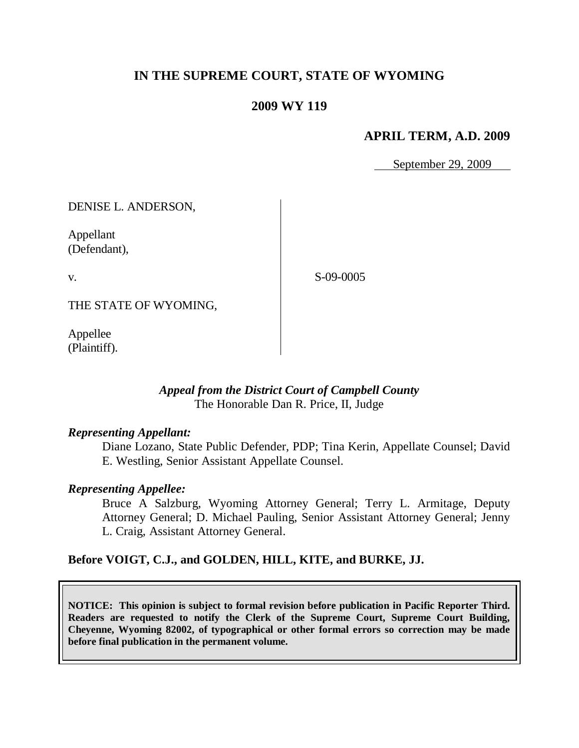# IN THE SUPREME COURT, STATE OF WYOMING

## 2009 WY 119

### APRIL TERM, A.D. 2009

September 29, 2009

DENISE L. ANDERSON,

Appellant
(Defendant),

v.

S-09-0005

THE STATE OF WYOMING,

Appellee
(Plaintiff).

*Appeal from the District Court of Campbell County*
The Honorable Dan R. Price, II, Judge

*Representing Appellant:*

Diane Lozano, State Public Defender, PDP; Tina Kerin, Appellate Counsel; David E. Westling, Senior Assistant Appellate Counsel.

*Representing Appellee:*

Bruce A Salzburg, Wyoming Attorney General; Terry L. Armitage, Deputy Attorney General; D. Michael Pauling, Senior Assistant Attorney General; Jenny L. Craig, Assistant Attorney General.

**Before VOIGT, C.J., and GOLDEN, HILL, KITE, and BURKE, JJ.**

**NOTICE: This opinion is subject to formal revision before publication in Pacific Reporter Third. Readers are requested to notify the Clerk of the Supreme Court, Supreme Court Building, Cheyenne, Wyoming 82002, of typographical or other formal errors so correction may be made before final publication in the permanent volume.**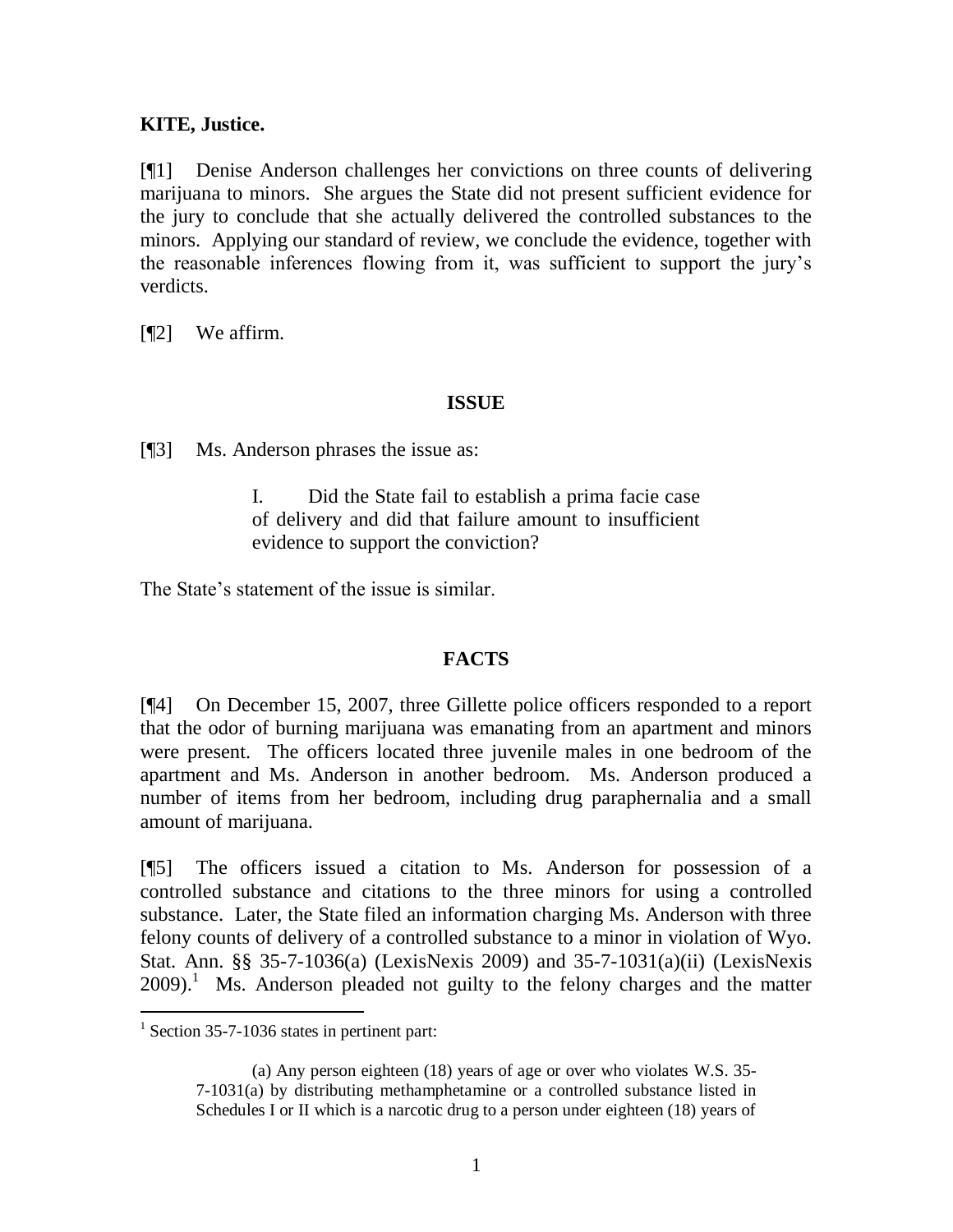**KITE, Justice.**

[¶1] Denise Anderson challenges her convictions on three counts of delivering marijuana to minors. She argues the State did not present sufficient evidence for the jury to conclude that she actually delivered the controlled substances to the minors. Applying our standard of review, we conclude the evidence, together with the reasonable inferences flowing from it, was sufficient to support the jury's verdicts.

[¶2] We affirm.

## ISSUE

[¶3] Ms. Anderson phrases the issue as:

> I. Did the State fail to establish a prima facie case of delivery and did that failure amount to insufficient evidence to support the conviction?

The State's statement of the issue is similar.

## FACTS

[¶4] On December 15, 2007, three Gillette police officers responded to a report that the odor of burning marijuana was emanating from an apartment and minors were present. The officers located three juvenile males in one bedroom of the apartment and Ms. Anderson in another bedroom. Ms. Anderson produced a number of items from her bedroom, including drug paraphernalia and a small amount of marijuana.

[¶5] The officers issued a citation to Ms. Anderson for possession of a controlled substance and citations to the three minors for using a controlled substance. Later, the State filed an information charging Ms. Anderson with three felony counts of delivery of a controlled substance to a minor in violation of Wyo. Stat. Ann. §§ 35-7-1036(a) (LexisNexis 2009) and 35-7-1031(a)(ii) (LexisNexis 2009).[1] Ms. Anderson pleaded not guilty to the felony charges and the matter

---

[1] Section 35-7-1036 states in pertinent part:

> (a) Any person eighteen (18) years of age or over who violates W.S. 35-7-1031(a) by distributing methamphetamine or a controlled substance listed in Schedules I or II which is a narcotic drug to a person under eighteen (18) years of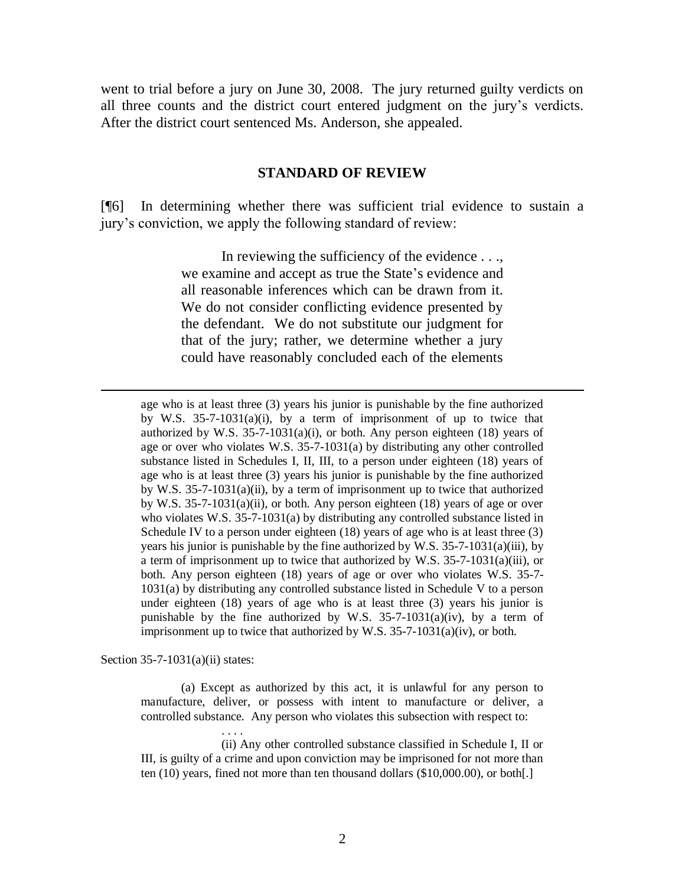went to trial before a jury on June 30, 2008. The jury returned guilty verdicts on all three counts and the district court entered judgment on the jury's verdicts. After the district court sentenced Ms. Anderson, she appealed.

## STANDARD OF REVIEW

[¶6] In determining whether there was sufficient trial evidence to sustain a jury's conviction, we apply the following standard of review:

> In reviewing the sufficiency of the evidence . . ., we examine and accept as true the State's evidence and all reasonable inferences which can be drawn from it. We do not consider conflicting evidence presented by the defendant. We do not substitute our judgment for that of the jury; rather, we determine whether a jury could have reasonably concluded each of the elements

---

age who is at least three (3) years his junior is punishable by the fine authorized by W.S. 35-7-1031(a)(i), by a term of imprisonment of up to twice that authorized by W.S. 35-7-1031(a)(i), or both. Any person eighteen (18) years of age or over who violates W.S. 35-7-1031(a) by distributing any other controlled substance listed in Schedules I, II, III, to a person under eighteen (18) years of age who is at least three (3) years his junior is punishable by the fine authorized by W.S. 35-7-1031(a)(ii), by a term of imprisonment up to twice that authorized by W.S. 35-7-1031(a)(ii), or both. Any person eighteen (18) years of age or over who violates W.S. 35-7-1031(a) by distributing any controlled substance listed in Schedule IV to a person under eighteen (18) years of age who is at least three (3) years his junior is punishable by the fine authorized by W.S. 35-7-1031(a)(iii), by a term of imprisonment up to twice that authorized by W.S. 35-7-1031(a)(iii), or both. Any person eighteen (18) years of age or over who violates W.S. 35-7-1031(a) by distributing any controlled substance listed in Schedule V to a person under eighteen (18) years of age who is at least three (3) years his junior is punishable by the fine authorized by W.S. 35-7-1031(a)(iv), by a term of imprisonment up to twice that authorized by W.S. 35-7-1031(a)(iv), or both.

Section 35-7-1031(a)(ii) states:

> (a) Except as authorized by this act, it is unlawful for any person to manufacture, deliver, or possess with intent to manufacture or deliver, a controlled substance. Any person who violates this subsection with respect to:
>
> . . . .
>
> (ii) Any other controlled substance classified in Schedule I, II or III, is guilty of a crime and upon conviction may be imprisoned for not more than ten (10) years, fined not more than ten thousand dollars ($10,000.00), or both[.]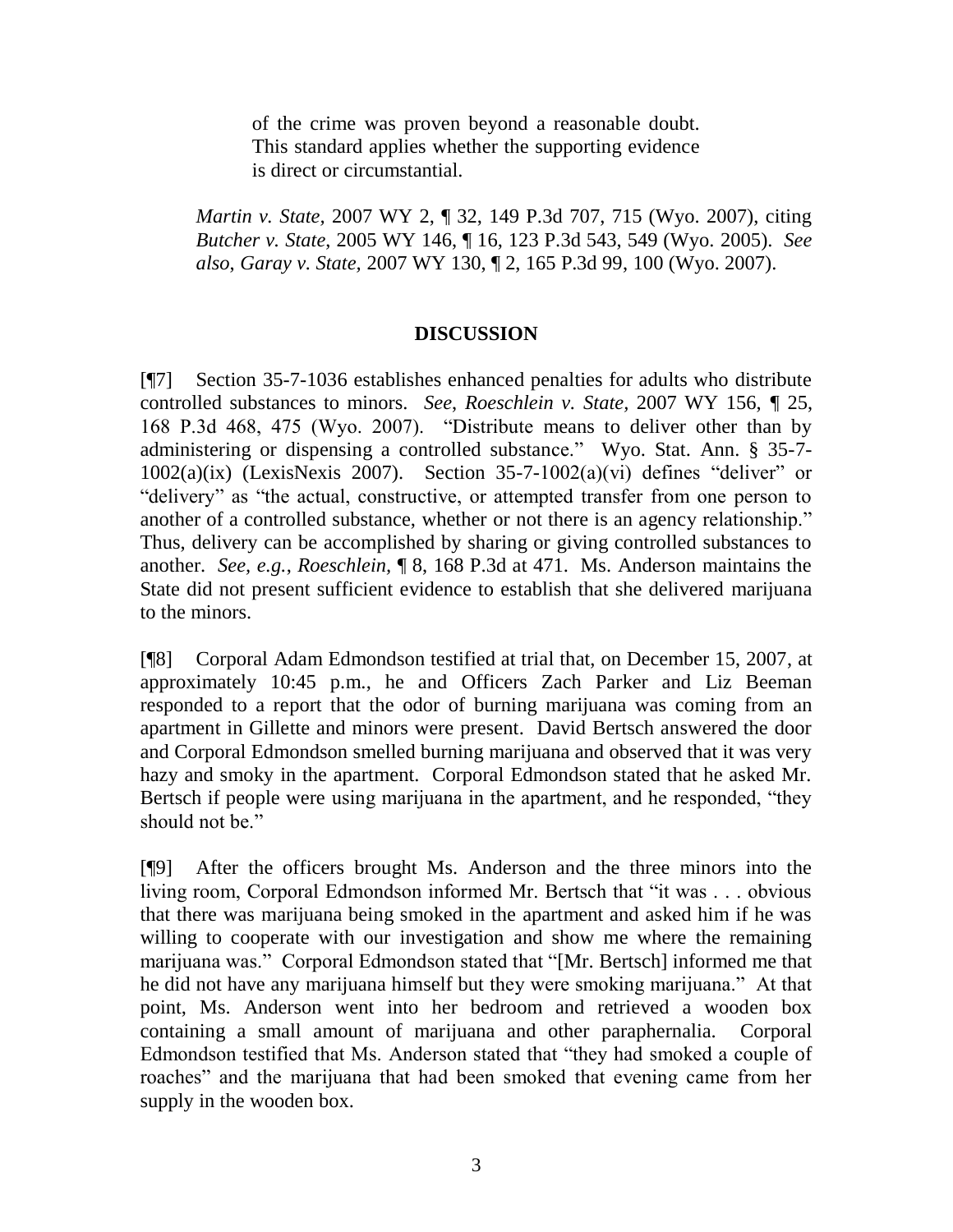> of the crime was proven beyond a reasonable doubt. This standard applies whether the supporting evidence is direct or circumstantial.

*Martin v. State,* 2007 WY 2, ¶ 32, 149 P.3d 707, 715 (Wyo. 2007), citing *Butcher v. State*, 2005 WY 146, ¶ 16, 123 P.3d 543, 549 (Wyo. 2005). *See also*, *Garay v. State*, 2007 WY 130, ¶ 2, 165 P.3d 99, 100 (Wyo. 2007).

## DISCUSSION

[¶7] Section 35-7-1036 establishes enhanced penalties for adults who distribute controlled substances to minors. *See*, *Roeschlein v. State,* 2007 WY 156, ¶ 25, 168 P.3d 468, 475 (Wyo. 2007). "Distribute means to deliver other than by administering or dispensing a controlled substance." Wyo. Stat. Ann. § 35-7-1002(a)(ix) (LexisNexis 2007). Section 35-7-1002(a)(vi) defines "deliver" or "delivery" as "the actual, constructive, or attempted transfer from one person to another of a controlled substance, whether or not there is an agency relationship." Thus, delivery can be accomplished by sharing or giving controlled substances to another. *See, e.g.*, *Roeschlein,* ¶ 8, 168 P.3d at 471. Ms. Anderson maintains the State did not present sufficient evidence to establish that she delivered marijuana to the minors.

[¶8] Corporal Adam Edmondson testified at trial that, on December 15, 2007, at approximately 10:45 p.m., he and Officers Zach Parker and Liz Beeman responded to a report that the odor of burning marijuana was coming from an apartment in Gillette and minors were present. David Bertsch answered the door and Corporal Edmondson smelled burning marijuana and observed that it was very hazy and smoky in the apartment. Corporal Edmondson stated that he asked Mr. Bertsch if people were using marijuana in the apartment, and he responded, "they should not be."

[¶9] After the officers brought Ms. Anderson and the three minors into the living room, Corporal Edmondson informed Mr. Bertsch that "it was . . . obvious that there was marijuana being smoked in the apartment and asked him if he was willing to cooperate with our investigation and show me where the remaining marijuana was." Corporal Edmondson stated that "[Mr. Bertsch] informed me that he did not have any marijuana himself but they were smoking marijuana." At that point, Ms. Anderson went into her bedroom and retrieved a wooden box containing a small amount of marijuana and other paraphernalia. Corporal Edmondson testified that Ms. Anderson stated that "they had smoked a couple of roaches" and the marijuana that had been smoked that evening came from her supply in the wooden box.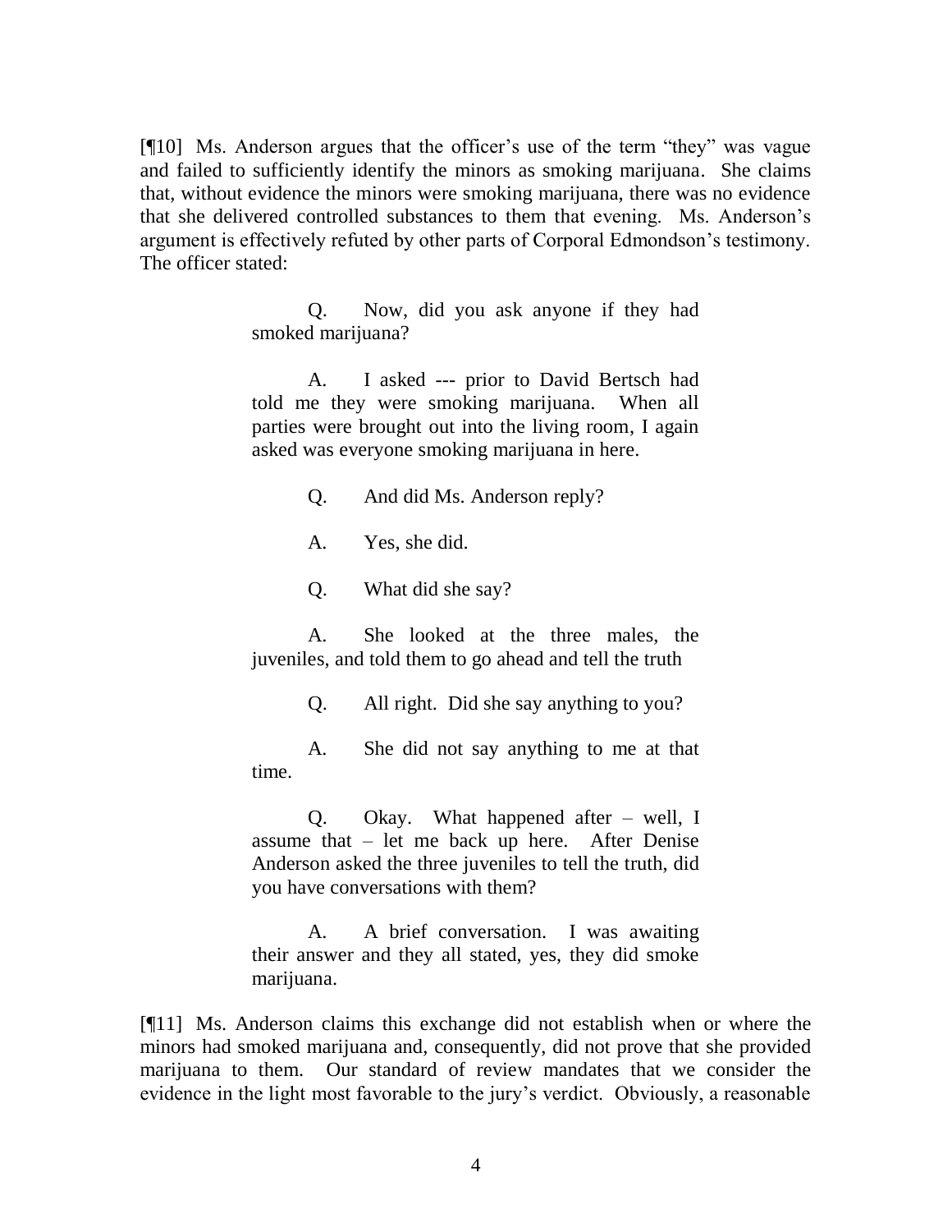[¶10] Ms. Anderson argues that the officer's use of the term "they" was vague and failed to sufficiently identify the minors as smoking marijuana. She claims that, without evidence the minors were smoking marijuana, there was no evidence that she delivered controlled substances to them that evening. Ms. Anderson's argument is effectively refuted by other parts of Corporal Edmondson's testimony. The officer stated:

> Q. Now, did you ask anyone if they had smoked marijuana?
>
> A. I asked --- prior to David Bertsch had told me they were smoking marijuana. When all parties were brought out into the living room, I again asked was everyone smoking marijuana in here.
>
> Q. And did Ms. Anderson reply?
>
> A. Yes, she did.
>
> Q. What did she say?
>
> A. She looked at the three males, the juveniles, and told them to go ahead and tell the truth
>
> Q. All right. Did she say anything to you?
>
> A. She did not say anything to me at that time.
>
> Q. Okay. What happened after – well, I assume that – let me back up here. After Denise Anderson asked the three juveniles to tell the truth, did you have conversations with them?
>
> A. A brief conversation. I was awaiting their answer and they all stated, yes, they did smoke marijuana.

[¶11] Ms. Anderson claims this exchange did not establish when or where the minors had smoked marijuana and, consequently, did not prove that she provided marijuana to them. Our standard of review mandates that we consider the evidence in the light most favorable to the jury's verdict. Obviously, a reasonable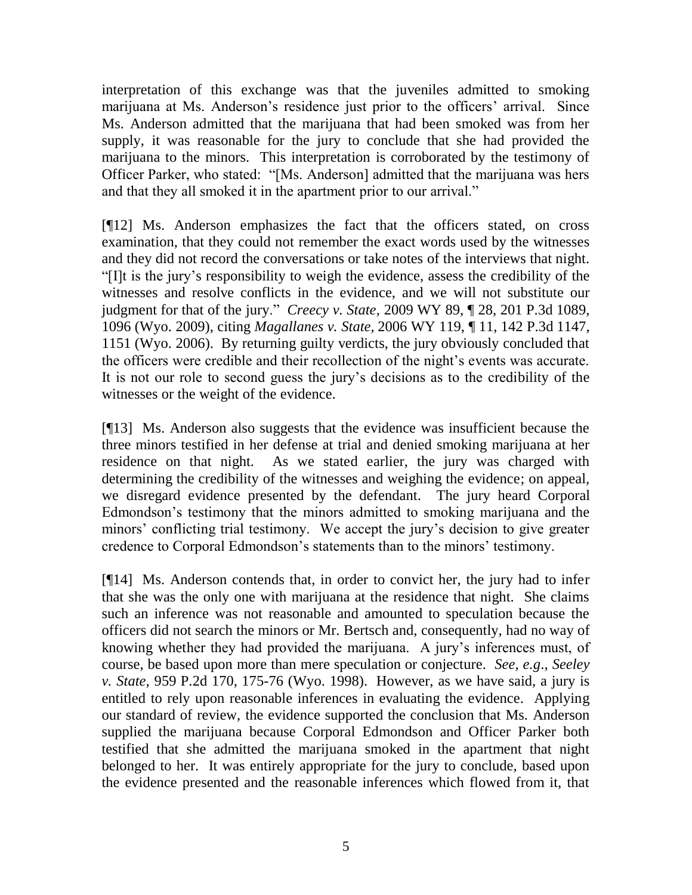interpretation of this exchange was that the juveniles admitted to smoking marijuana at Ms. Anderson's residence just prior to the officers' arrival. Since Ms. Anderson admitted that the marijuana that had been smoked was from her supply, it was reasonable for the jury to conclude that she had provided the marijuana to the minors. This interpretation is corroborated by the testimony of Officer Parker, who stated: "[Ms. Anderson] admitted that the marijuana was hers and that they all smoked it in the apartment prior to our arrival."

[¶12] Ms. Anderson emphasizes the fact that the officers stated, on cross examination, that they could not remember the exact words used by the witnesses and they did not record the conversations or take notes of the interviews that night. "[I]t is the jury's responsibility to weigh the evidence, assess the credibility of the witnesses and resolve conflicts in the evidence, and we will not substitute our judgment for that of the jury." *Creecy v. State*, 2009 WY 89, ¶ 28, 201 P.3d 1089, 1096 (Wyo. 2009), citing *Magallanes v. State*, 2006 WY 119, ¶ 11, 142 P.3d 1147, 1151 (Wyo. 2006). By returning guilty verdicts, the jury obviously concluded that the officers were credible and their recollection of the night's events was accurate. It is not our role to second guess the jury's decisions as to the credibility of the witnesses or the weight of the evidence.

[¶13] Ms. Anderson also suggests that the evidence was insufficient because the three minors testified in her defense at trial and denied smoking marijuana at her residence on that night. As we stated earlier, the jury was charged with determining the credibility of the witnesses and weighing the evidence; on appeal, we disregard evidence presented by the defendant. The jury heard Corporal Edmondson's testimony that the minors admitted to smoking marijuana and the minors' conflicting trial testimony. We accept the jury's decision to give greater credence to Corporal Edmondson's statements than to the minors' testimony.

[¶14] Ms. Anderson contends that, in order to convict her, the jury had to infer that she was the only one with marijuana at the residence that night. She claims such an inference was not reasonable and amounted to speculation because the officers did not search the minors or Mr. Bertsch and, consequently, had no way of knowing whether they had provided the marijuana. A jury's inferences must, of course, be based upon more than mere speculation or conjecture. *See, e.g.*, *Seeley v. State*, 959 P.2d 170, 175-76 (Wyo. 1998). However, as we have said, a jury is entitled to rely upon reasonable inferences in evaluating the evidence. Applying our standard of review, the evidence supported the conclusion that Ms. Anderson supplied the marijuana because Corporal Edmondson and Officer Parker both testified that she admitted the marijuana smoked in the apartment that night belonged to her. It was entirely appropriate for the jury to conclude, based upon the evidence presented and the reasonable inferences which flowed from it, that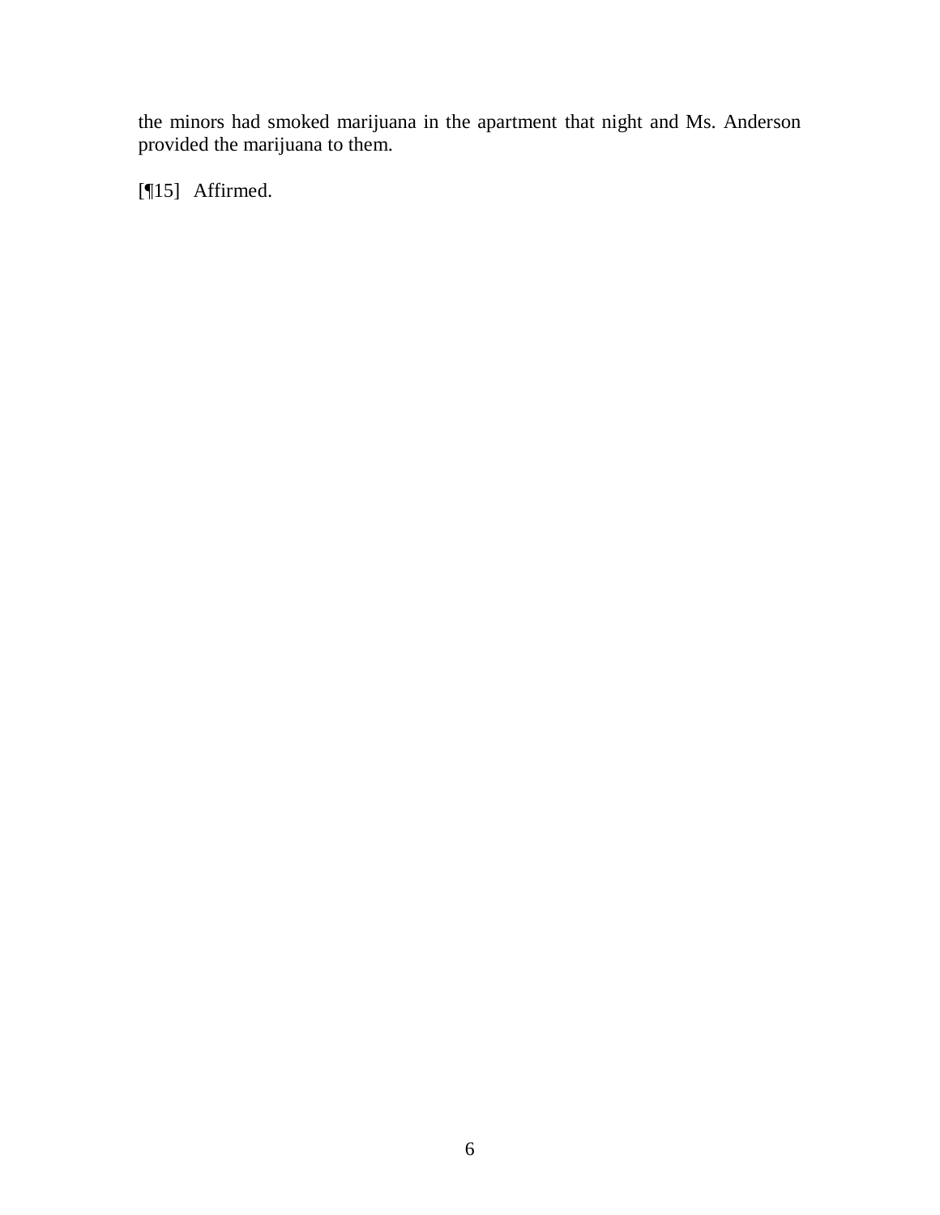the minors had smoked marijuana in the apartment that night and Ms. Anderson provided the marijuana to them.

[¶15] Affirmed.